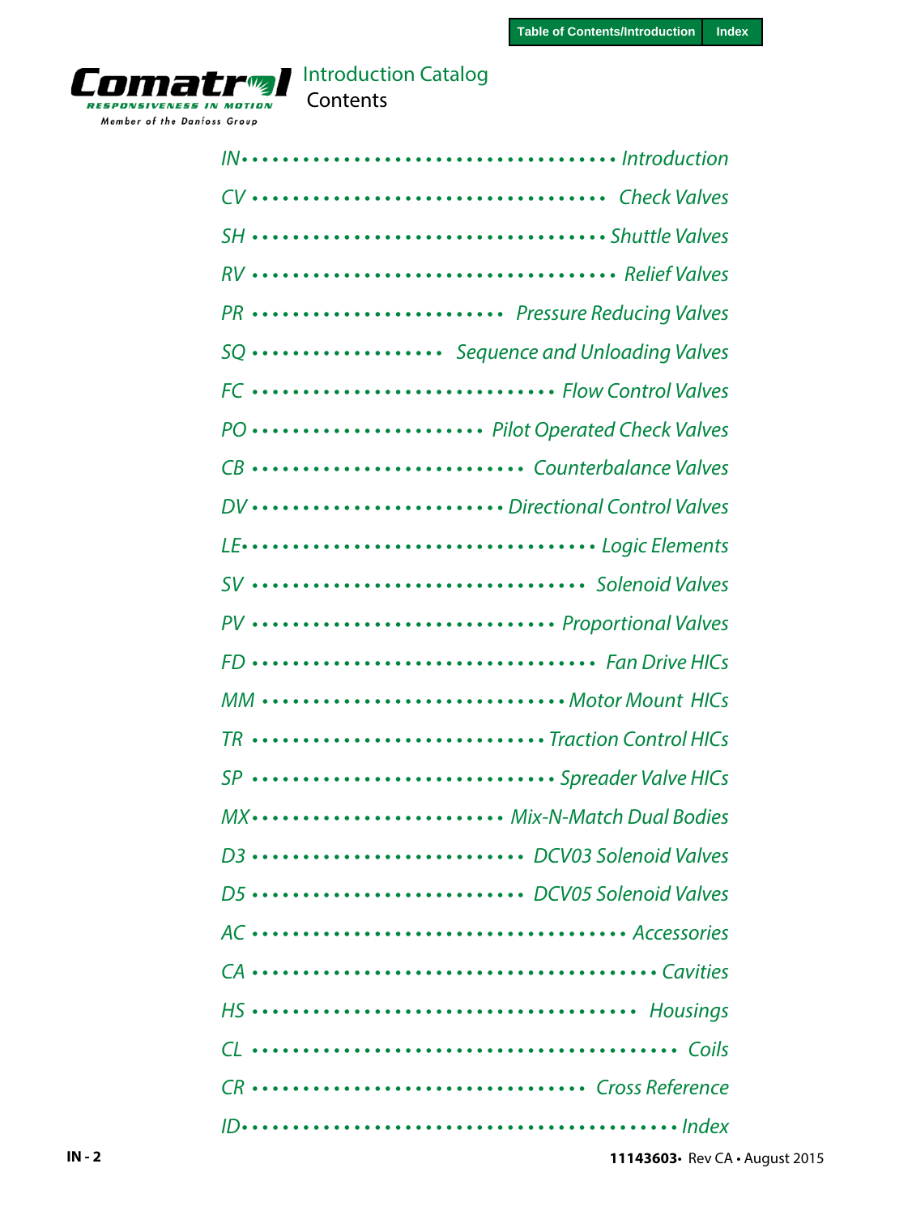# Introduction Catalog

## Contents

| Code | Section |
|---|---|
| IN | Introduction |
| CV | Check Valves |
| SH | Shuttle Valves |
| RV | Relief Valves |
| PR | Pressure Reducing Valves |
| SQ | Sequence and Unloading Valves |
| FC | Flow Control Valves |
| PO | Pilot Operated Check Valves |
| CB | Counterbalance Valves |
| DV | Directional Control Valves |
| LE | Logic Elements |
| SV | Solenoid Valves |
| PV | Proportional Valves |
| FD | Fan Drive HICs |
| MM | Motor Mount HICs |
| TR | Traction Control HICs |
| SP | Spreader Valve HICs |
| MX | Mix-N-Match Dual Bodies |
| D3 | DCV03 Solenoid Valves |
| D5 | DCV05 Solenoid Valves |
| AC | Accessories |
| CA | Cavities |
| HS | Housings |
| CL | Coils |
| CR | Cross Reference |
| ID | Index |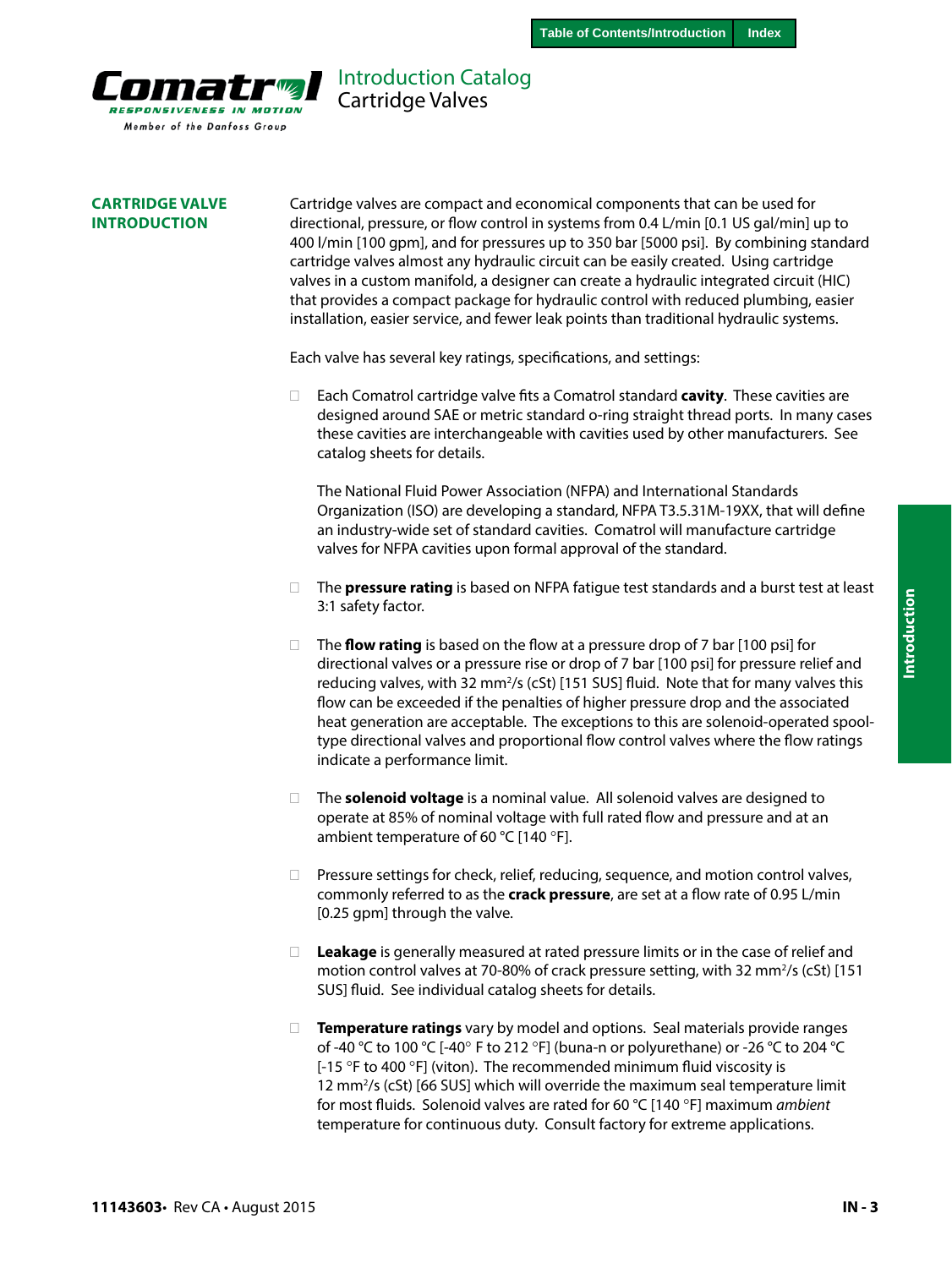## CARTRIDGE VALVE INTRODUCTION

Cartridge valves are compact and economical components that can be used for directional, pressure, or flow control in systems from 0.4 L/min [0.1 US gal/min] up to 400 l/min [100 gpm], and for pressures up to 350 bar [5000 psi]. By combining standard cartridge valves almost any hydraulic circuit can be easily created. Using cartridge valves in a custom manifold, a designer can create a hydraulic integrated circuit (HIC) that provides a compact package for hydraulic control with reduced plumbing, easier installation, easier service, and fewer leak points than traditional hydraulic systems.

Each valve has several key ratings, specifications, and settings:

- Each Comatrol cartridge valve fits a Comatrol standard **cavity**. These cavities are designed around SAE or metric standard o-ring straight thread ports. In many cases these cavities are interchangeable with cavities used by other manufacturers. See catalog sheets for details.

  The National Fluid Power Association (NFPA) and International Standards Organization (ISO) are developing a standard, NFPA T3.5.31M-19XX, that will define an industry-wide set of standard cavities. Comatrol will manufacture cartridge valves for NFPA cavities upon formal approval of the standard.

- The **pressure rating** is based on NFPA fatigue test standards and a burst test at least 3:1 safety factor.

- The **flow rating** is based on the flow at a pressure drop of 7 bar [100 psi] for directional valves or a pressure rise or drop of 7 bar [100 psi] for pressure relief and reducing valves, with 32 $mm^2/s$ (cSt) [151 SUS] fluid. Note that for many valves this flow can be exceeded if the penalties of higher pressure drop and the associated heat generation are acceptable. The exceptions to this are solenoid-operated spool-type directional valves and proportional flow control valves where the flow ratings indicate a performance limit.

- The **solenoid voltage** is a nominal value. All solenoid valves are designed to operate at 85% of nominal voltage with full rated flow and pressure and at an ambient temperature of 60 °C [140 °F].

- Pressure settings for check, relief, reducing, sequence, and motion control valves, commonly referred to as the **crack pressure**, are set at a flow rate of 0.95 L/min [0.25 gpm] through the valve.

- **Leakage** is generally measured at rated pressure limits or in the case of relief and motion control valves at 70-80% of crack pressure setting, with 32 $mm^2/s$ (cSt) [151 SUS] fluid. See individual catalog sheets for details.

- **Temperature ratings** vary by model and options. Seal materials provide ranges of -40 °C to 100 °C [-40° F to 212 °F] (buna-n or polyurethane) or -26 °C to 204 °C [-15 °F to 400 °F] (viton). The recommended minimum fluid viscosity is 12 $mm^2/s$ (cSt) [66 SUS] which will override the maximum seal temperature limit for most fluids. Solenoid valves are rated for 60 °C [140 °F] maximum *ambient* temperature for continuous duty. Consult factory for extreme applications.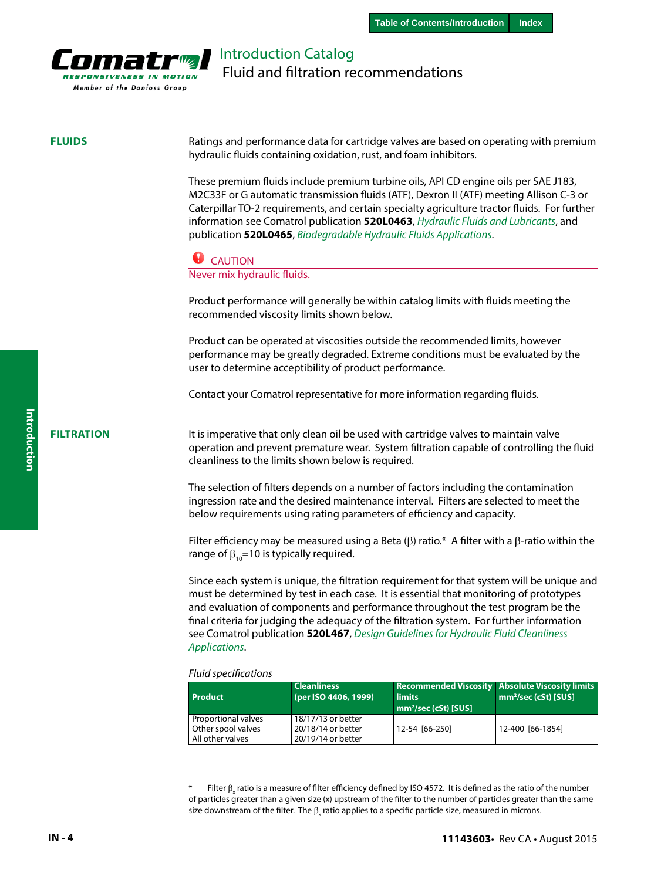# Introduction Catalog
## Fluid and filtration recommendations

### FLUIDS

Ratings and performance data for cartridge valves are based on operating with premium hydraulic fluids containing oxidation, rust, and foam inhibitors.

These premium fluids include premium turbine oils, API CD engine oils per SAE J183, M2C33F or G automatic transmission fluids (ATF), Dexron II (ATF) meeting Allison C-3 or Caterpillar TO-2 requirements, and certain specialty agriculture tractor fluids. For further information see Comatrol publication **520L0463**, *Hydraulic Fluids and Lubricants*, and publication **520L0465**, *Biodegradable Hydraulic Fluids Applications*.

**CAUTION**

Never mix hydraulic fluids.

Product performance will generally be within catalog limits with fluids meeting the recommended viscosity limits shown below.

Product can be operated at viscosities outside the recommended limits, however performance may be greatly degraded. Extreme conditions must be evaluated by the user to determine acceptibility of product performance.

Contact your Comatrol representative for more information regarding fluids.

### FILTRATION

It is imperative that only clean oil be used with cartridge valves to maintain valve operation and prevent premature wear. System filtration capable of controlling the fluid cleanliness to the limits shown below is required.

The selection of filters depends on a number of factors including the contamination ingression rate and the desired maintenance interval. Filters are selected to meet the below requirements using rating parameters of efficiency and capacity.

Filter efficiency may be measured using a Beta ($\beta$) ratio.* A filter with a $\beta$-ratio within the range of $\beta_{10}$=10 is typically required.

Since each system is unique, the filtration requirement for that system will be unique and must be determined by test in each case. It is essential that monitoring of prototypes and evaluation of components and performance throughout the test program be the final criteria for judging the adequacy of the filtration system. For further information see Comatrol publication **520L467**, *Design Guidelines for Hydraulic Fluid Cleanliness Applications*.

*Fluid specifications*

| Product | Cleanliness (per ISO 4406, 1999) | Recommended Viscosity limits mm²/sec (cSt) [SUS] | Absolute Viscosity limits mm²/sec (cSt) [SUS] |
|---|---|---|---|
| Proportional valves | 18/17/13 or better | 12-54 [66-250] | 12-400 [66-1854] |
| Other spool valves | 20/18/14 or better | | |
| All other valves | 20/19/14 or better | | |

\* Filter $\beta_x$ ratio is a measure of filter efficiency defined by ISO 4572. It is defined as the ratio of the number of particles greater than a given size (x) upstream of the filter to the number of particles greater than the same size downstream of the filter. The $\beta_x$ ratio applies to a specific particle size, measured in microns.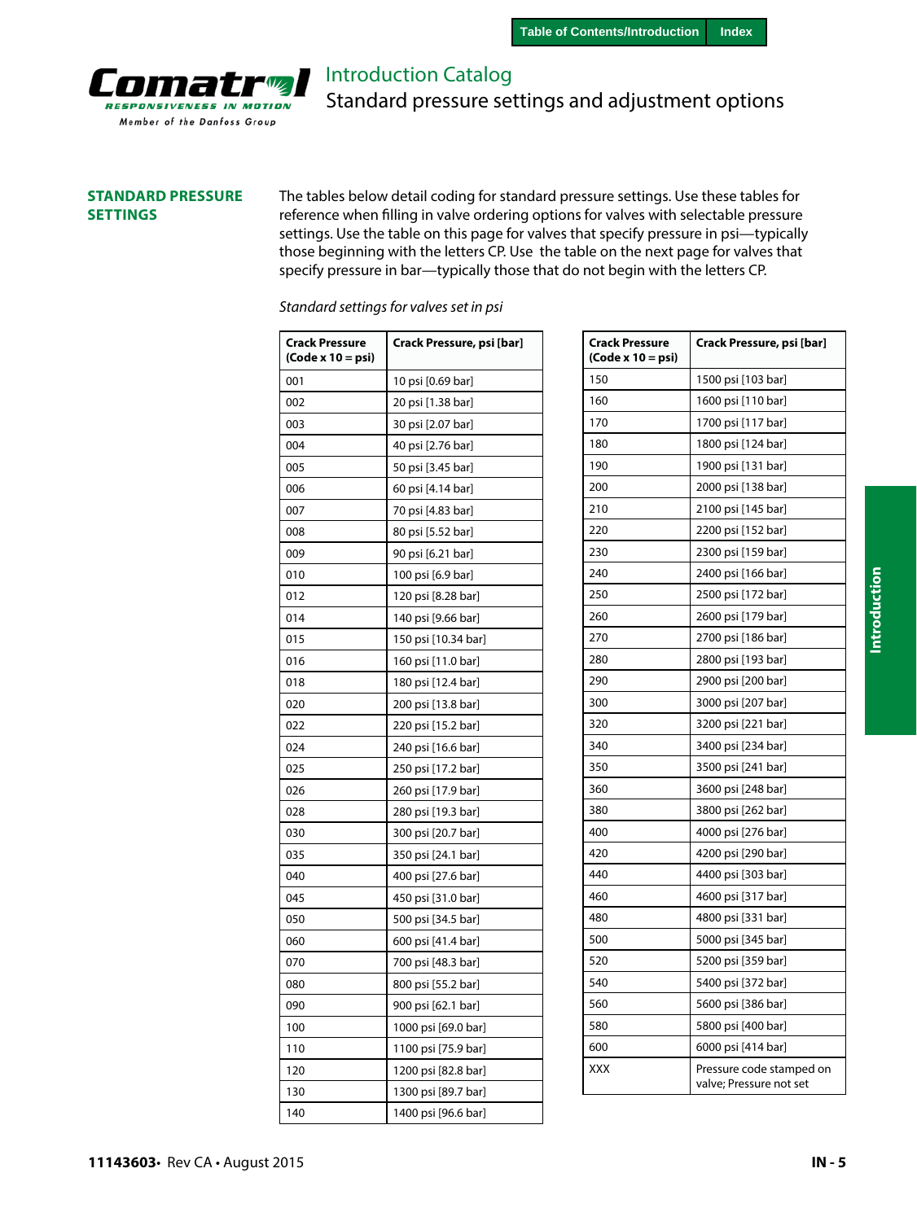## STANDARD PRESSURE SETTINGS

The tables below detail coding for standard pressure settings. Use these tables for reference when filling in valve ordering options for valves with selectable pressure settings. Use the table on this page for valves that specify pressure in psi—typically those beginning with the letters CP. Use the table on the next page for valves that specify pressure in bar—typically those that do not begin with the letters CP.

*Standard settings for valves set in psi*

| Crack Pressure (Code x 10 = psi) | Crack Pressure, psi [bar] |
|---|---|
| 001 | 10 psi [0.69 bar] |
| 002 | 20 psi [1.38 bar] |
| 003 | 30 psi [2.07 bar] |
| 004 | 40 psi [2.76 bar] |
| 005 | 50 psi [3.45 bar] |
| 006 | 60 psi [4.14 bar] |
| 007 | 70 psi [4.83 bar] |
| 008 | 80 psi [5.52 bar] |
| 009 | 90 psi [6.21 bar] |
| 010 | 100 psi [6.9 bar] |
| 012 | 120 psi [8.28 bar] |
| 014 | 140 psi [9.66 bar] |
| 015 | 150 psi [10.34 bar] |
| 016 | 160 psi [11.0 bar] |
| 018 | 180 psi [12.4 bar] |
| 020 | 200 psi [13.8 bar] |
| 022 | 220 psi [15.2 bar] |
| 024 | 240 psi [16.6 bar] |
| 025 | 250 psi [17.2 bar] |
| 026 | 260 psi [17.9 bar] |
| 028 | 280 psi [19.3 bar] |
| 030 | 300 psi [20.7 bar] |
| 035 | 350 psi [24.1 bar] |
| 040 | 400 psi [27.6 bar] |
| 045 | 450 psi [31.0 bar] |
| 050 | 500 psi [34.5 bar] |
| 060 | 600 psi [41.4 bar] |
| 070 | 700 psi [48.3 bar] |
| 080 | 800 psi [55.2 bar] |
| 090 | 900 psi [62.1 bar] |
| 100 | 1000 psi [69.0 bar] |
| 110 | 1100 psi [75.9 bar] |
| 120 | 1200 psi [82.8 bar] |
| 130 | 1300 psi [89.7 bar] |
| 140 | 1400 psi [96.6 bar] |

| Crack Pressure (Code x 10 = psi) | Crack Pressure, psi [bar] |
|---|---|
| 150 | 1500 psi [103 bar] |
| 160 | 1600 psi [110 bar] |
| 170 | 1700 psi [117 bar] |
| 180 | 1800 psi [124 bar] |
| 190 | 1900 psi [131 bar] |
| 200 | 2000 psi [138 bar] |
| 210 | 2100 psi [145 bar] |
| 220 | 2200 psi [152 bar] |
| 230 | 2300 psi [159 bar] |
| 240 | 2400 psi [166 bar] |
| 250 | 2500 psi [172 bar] |
| 260 | 2600 psi [179 bar] |
| 270 | 2700 psi [186 bar] |
| 280 | 2800 psi [193 bar] |
| 290 | 2900 psi [200 bar] |
| 300 | 3000 psi [207 bar] |
| 320 | 3200 psi [221 bar] |
| 340 | 3400 psi [234 bar] |
| 350 | 3500 psi [241 bar] |
| 360 | 3600 psi [248 bar] |
| 380 | 3800 psi [262 bar] |
| 400 | 4000 psi [276 bar] |
| 420 | 4200 psi [290 bar] |
| 440 | 4400 psi [303 bar] |
| 460 | 4600 psi [317 bar] |
| 480 | 4800 psi [331 bar] |
| 500 | 5000 psi [345 bar] |
| 520 | 5200 psi [359 bar] |
| 540 | 5400 psi [372 bar] |
| 560 | 5600 psi [386 bar] |
| 580 | 5800 psi [400 bar] |
| 600 | 6000 psi [414 bar] |
| XXX | Pressure code stamped on valve; Pressure not set |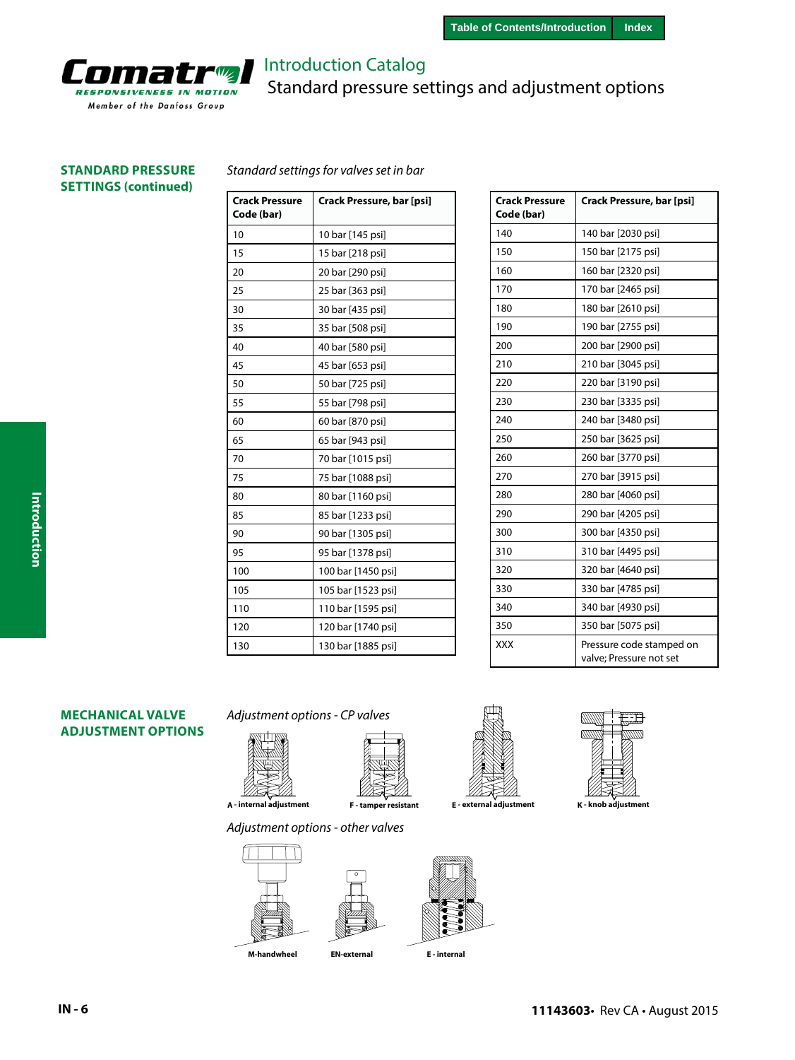# Introduction Catalog

## Standard pressure settings and adjustment options

### STANDARD PRESSURE SETTINGS (continued)

*Standard settings for valves set in bar*

| Crack Pressure Code (bar) | Crack Pressure, bar [psi] |
|---|---|
| 10 | 10 bar [145 psi] |
| 15 | 15 bar [218 psi] |
| 20 | 20 bar [290 psi] |
| 25 | 25 bar [363 psi] |
| 30 | 30 bar [435 psi] |
| 35 | 35 bar [508 psi] |
| 40 | 40 bar [580 psi] |
| 45 | 45 bar [653 psi] |
| 50 | 50 bar [725 psi] |
| 55 | 55 bar [798 psi] |
| 60 | 60 bar [870 psi] |
| 65 | 65 bar [943 psi] |
| 70 | 70 bar [1015 psi] |
| 75 | 75 bar [1088 psi] |
| 80 | 80 bar [1160 psi] |
| 85 | 85 bar [1233 psi] |
| 90 | 90 bar [1305 psi] |
| 95 | 95 bar [1378 psi] |
| 100 | 100 bar [1450 psi] |
| 105 | 105 bar [1523 psi] |
| 110 | 110 bar [1595 psi] |
| 120 | 120 bar [1740 psi] |
| 130 | 130 bar [1885 psi] |

| Crack Pressure Code (bar) | Crack Pressure, bar [psi] |
|---|---|
| 140 | 140 bar [2030 psi] |
| 150 | 150 bar [2175 psi] |
| 160 | 160 bar [2320 psi] |
| 170 | 170 bar [2465 psi] |
| 180 | 180 bar [2610 psi] |
| 190 | 190 bar [2755 psi] |
| 200 | 200 bar [2900 psi] |
| 210 | 210 bar [3045 psi] |
| 220 | 220 bar [3190 psi] |
| 230 | 230 bar [3335 psi] |
| 240 | 240 bar [3480 psi] |
| 250 | 250 bar [3625 psi] |
| 260 | 260 bar [3770 psi] |
| 270 | 270 bar [3915 psi] |
| 280 | 280 bar [4060 psi] |
| 290 | 290 bar [4205 psi] |
| 300 | 300 bar [4350 psi] |
| 310 | 310 bar [4495 psi] |
| 320 | 320 bar [4640 psi] |
| 330 | 330 bar [4785 psi] |
| 340 | 340 bar [4930 psi] |
| 350 | 350 bar [5075 psi] |
| XXX | Pressure code stamped on valve; Pressure not set |

### MECHANICAL VALVE ADJUSTMENT OPTIONS

*Adjustment options - CP valves*

A - internal adjustment

F - tamper resistant

E - external adjustment

K - knob adjustment

*Adjustment options - other valves*

M-handwheel

EN-external

E - internal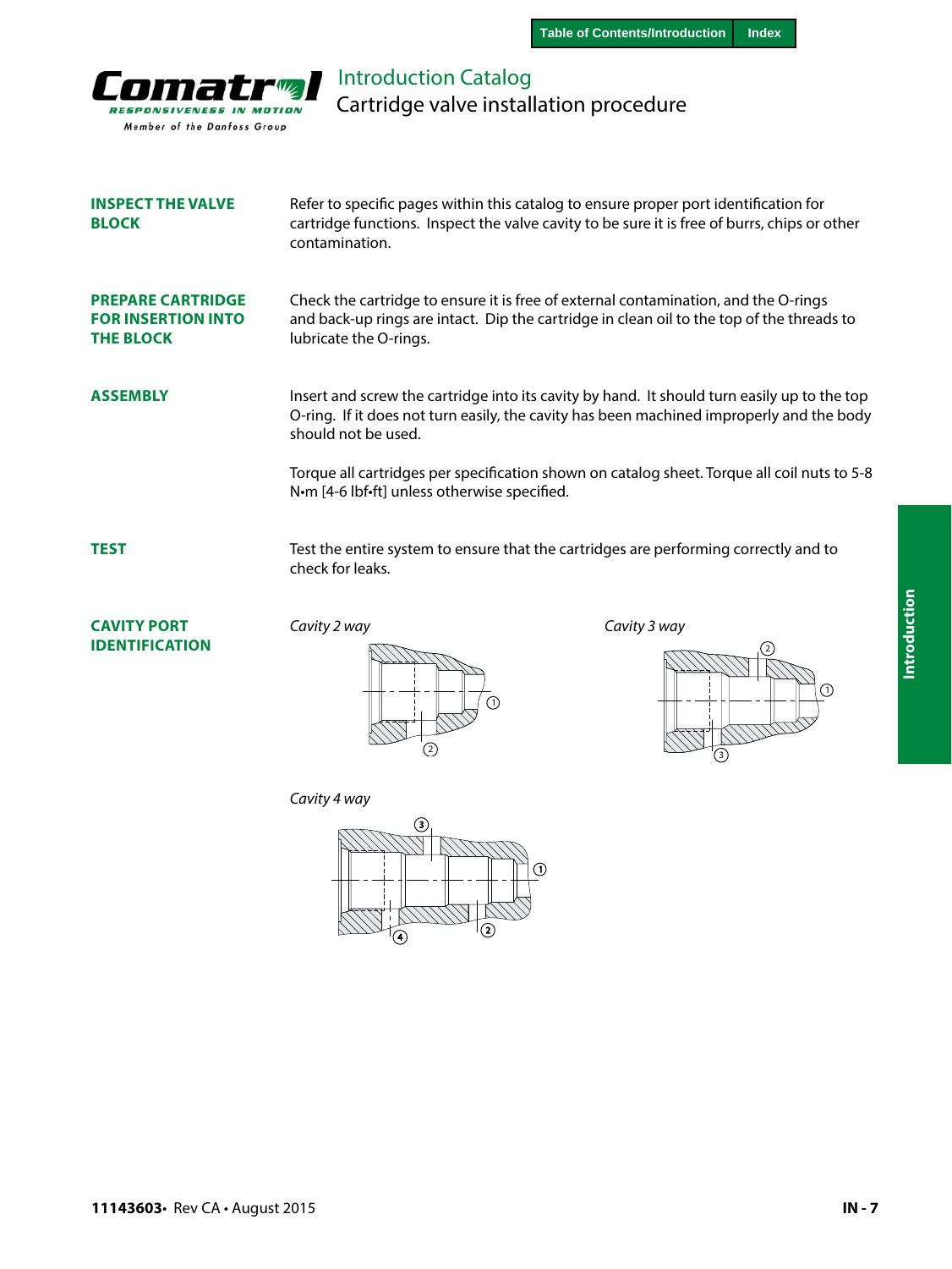# Introduction Catalog
## Cartridge valve installation procedure

**INSPECT THE VALVE BLOCK**

Refer to specific pages within this catalog to ensure proper port identification for cartridge functions. Inspect the valve cavity to be sure it is free of burrs, chips or other contamination.

**PREPARE CARTRIDGE FOR INSERTION INTO THE BLOCK**

Check the cartridge to ensure it is free of external contamination, and the O-rings and back-up rings are intact. Dip the cartridge in clean oil to the top of the threads to lubricate the O-rings.

**ASSEMBLY**

Insert and screw the cartridge into its cavity by hand. It should turn easily up to the top O-ring. If it does not turn easily, the cavity has been machined improperly and the body should not be used.

Torque all cartridges per specification shown on catalog sheet. Torque all coil nuts to 5-8 N•m [4-6 lbf•ft] unless otherwise specified.

**TEST**

Test the entire system to ensure that the cartridges are performing correctly and to check for leaks.

**CAVITY PORT IDENTIFICATION**

*Cavity 2 way*

*Cavity 3 way*

*Cavity 4 way*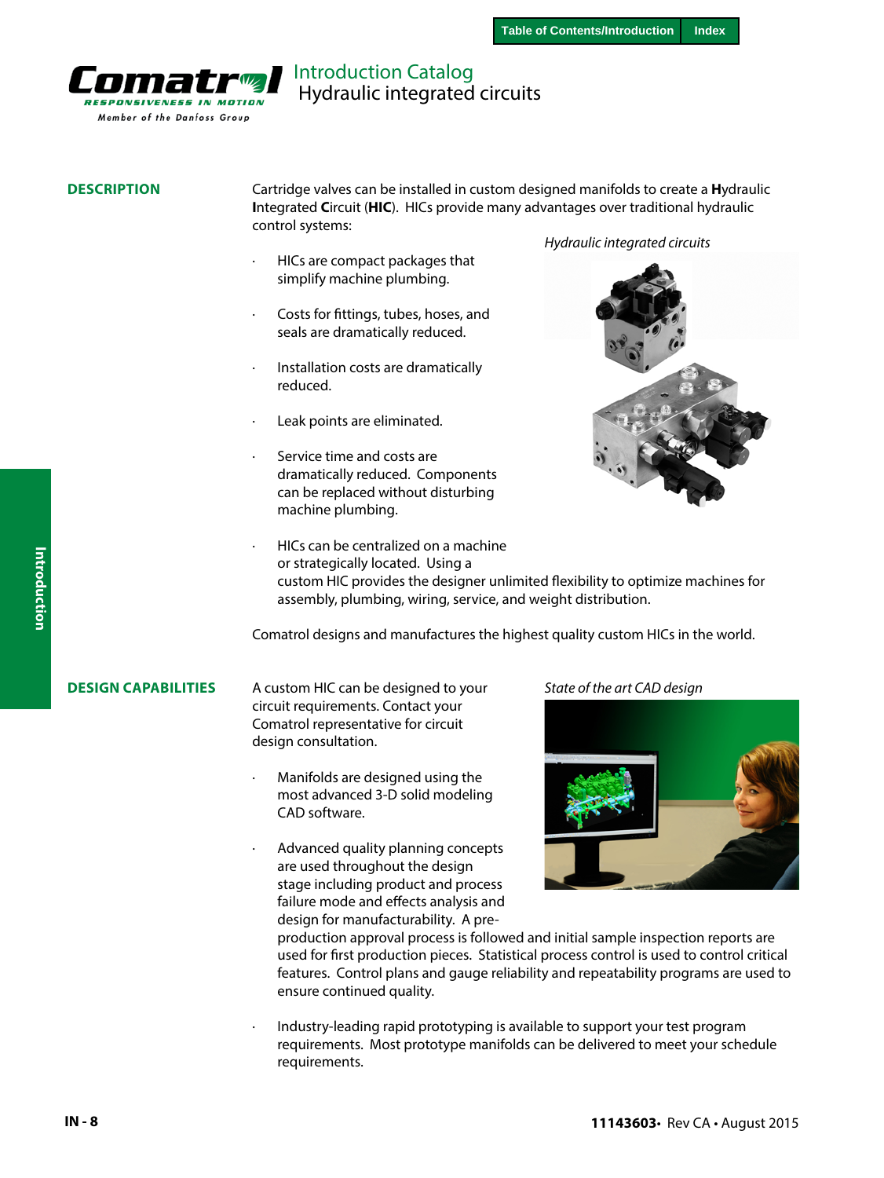# Introduction Catalog
## Hydraulic integrated circuits

### DESCRIPTION

Cartridge valves can be installed in custom designed manifolds to create a **H**ydraulic **I**ntegrated **C**ircuit (**HIC**). HICs provide many advantages over traditional hydraulic control systems:

- HICs are compact packages that simplify machine plumbing.
- Costs for fittings, tubes, hoses, and seals are dramatically reduced.
- Installation costs are dramatically reduced.
- Leak points are eliminated.
- Service time and costs are dramatically reduced. Components can be replaced without disturbing machine plumbing.
- HICs can be centralized on a machine or strategically located. Using a custom HIC provides the designer unlimited flexibility to optimize machines for assembly, plumbing, wiring, service, and weight distribution.

*Hydraulic integrated circuits*

Comatrol designs and manufactures the highest quality custom HICs in the world.

### DESIGN CAPABILITIES

A custom HIC can be designed to your circuit requirements. Contact your Comatrol representative for circuit design consultation.

- Manifolds are designed using the most advanced 3-D solid modeling CAD software.
- Advanced quality planning concepts are used throughout the design stage including product and process failure mode and effects analysis and design for manufacturability. A pre-production approval process is followed and initial sample inspection reports are used for first production pieces. Statistical process control is used to control critical features. Control plans and gauge reliability and repeatability programs are used to ensure continued quality.
- Industry-leading rapid prototyping is available to support your test program requirements. Most prototype manifolds can be delivered to meet your schedule requirements.

*State of the art CAD design*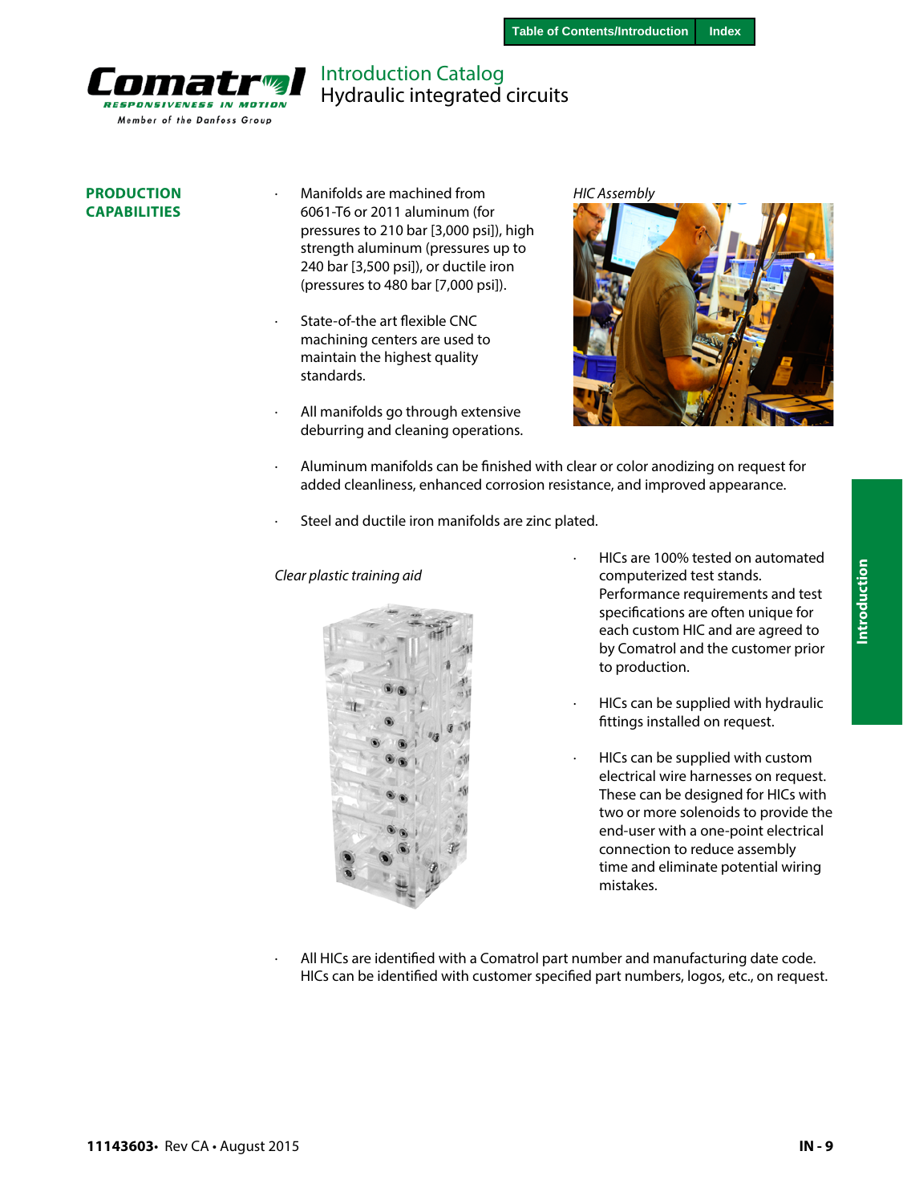## PRODUCTION CAPABILITIES

- Manifolds are machined from 6061-T6 or 2011 aluminum (for pressures to 210 bar [3,000 psi]), high strength aluminum (pressures up to 240 bar [3,500 psi]), or ductile iron (pressures to 480 bar [7,000 psi]).
- State-of-the art flexible CNC machining centers are used to maintain the highest quality standards.
- All manifolds go through extensive deburring and cleaning operations.

*HIC Assembly*

- Aluminum manifolds can be finished with clear or color anodizing on request for added cleanliness, enhanced corrosion resistance, and improved appearance.
- Steel and ductile iron manifolds are zinc plated.

*Clear plastic training aid*

- HICs are 100% tested on automated computerized test stands. Performance requirements and test specifications are often unique for each custom HIC and are agreed to by Comatrol and the customer prior to production.
- HICs can be supplied with hydraulic fittings installed on request.
- HICs can be supplied with custom electrical wire harnesses on request. These can be designed for HICs with two or more solenoids to provide the end-user with a one-point electrical connection to reduce assembly time and eliminate potential wiring mistakes.

- All HICs are identified with a Comatrol part number and manufacturing date code. HICs can be identified with customer specified part numbers, logos, etc., on request.